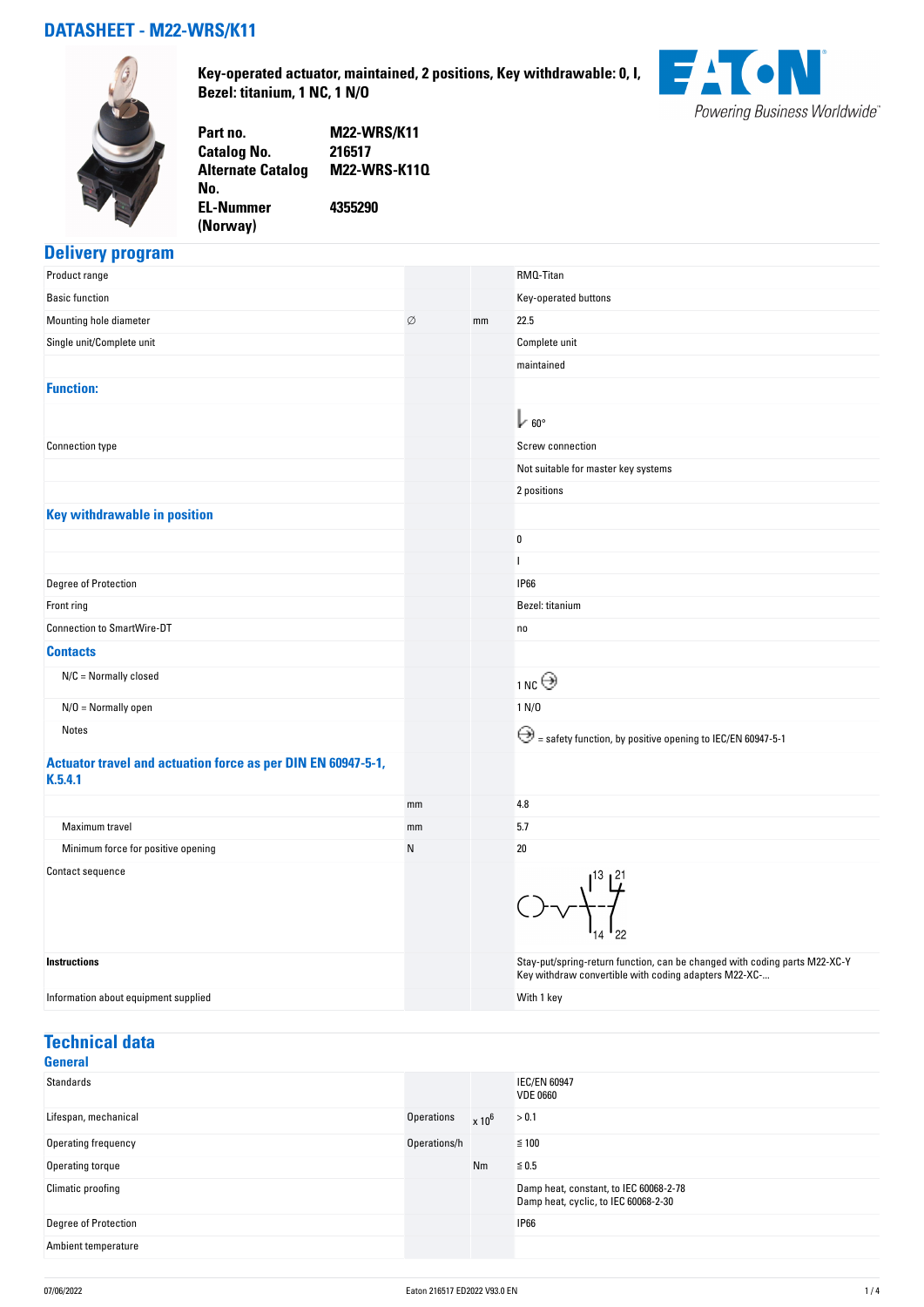# DATASHEET - M22-WRS/K11

**Key-operated actuator, maintained, 2 positions, Key withdrawable: 0, I, Bezel: titanium, 1 NC, 1 N/O**

| | |
|---|---|
| **Part no.** | **M22-WRS/K11** |
| **Catalog No.** | **216517** |
| **Alternate Catalog No.** | **M22-WRS-K11Q** |
| **EL-Nummer (Norway)** | **4355290** |

## Delivery program

| | | | |
|---|---|---|---|
| Product range | | | RMQ-Titan |
| Basic function | | | Key-operated buttons |
| Mounting hole diameter | ∅ | mm | 22.5 |
| Single unit/Complete unit | | | Complete unit |
| | | | maintained |
| **Function:** | | | |
| | | | 60° |
| Connection type | | | Screw connection |
| | | | Not suitable for master key systems |
| | | | 2 positions |
| **Key withdrawable in position** | | | |
| | | | 0 |
| | | | I |
| Degree of Protection | | | IP66 |
| Front ring | | | Bezel: titanium |
| Connection to SmartWire-DT | | | no |
| **Contacts** | | | |
| N/C = Normally closed | | | 1 NC ⊖ |
| N/O = Normally open | | | 1 N/O |
| Notes | | | ⊖ = safety function, by positive opening to IEC/EN 60947-5-1 |
| **Actuator travel and actuation force as per DIN EN 60947-5-1, K.5.4.1** | | | |
| | mm | | 4.8 |
| Maximum travel | mm | | 5.7 |
| Minimum force for positive opening | N | | 20 |
| Contact sequence | | | 13, 14, 21, 22 |
| **Instructions** | | | Stay-put/spring-return function, can be changed with coding parts M22-XC-Y<br>Key withdraw convertible with coding adapters M22-XC-... |
| Information about equipment supplied | | | With 1 key |

## Technical data

### General

| | | | |
|---|---|---|---|
| Standards | | | IEC/EN 60947<br>VDE 0660 |
| Lifespan, mechanical | Operations | $x 10^6$ | > 0.1 |
| Operating frequency | Operations/h | | ≦ 100 |
| Operating torque | | Nm | ≦ 0.5 |
| Climatic proofing | | | Damp heat, constant, to IEC 60068-2-78<br>Damp heat, cyclic, to IEC 60068-2-30 |
| Degree of Protection | | | IP66 |
| Ambient temperature | | | |

07/06/2022 Eaton 216517 ED2022 V93.0 EN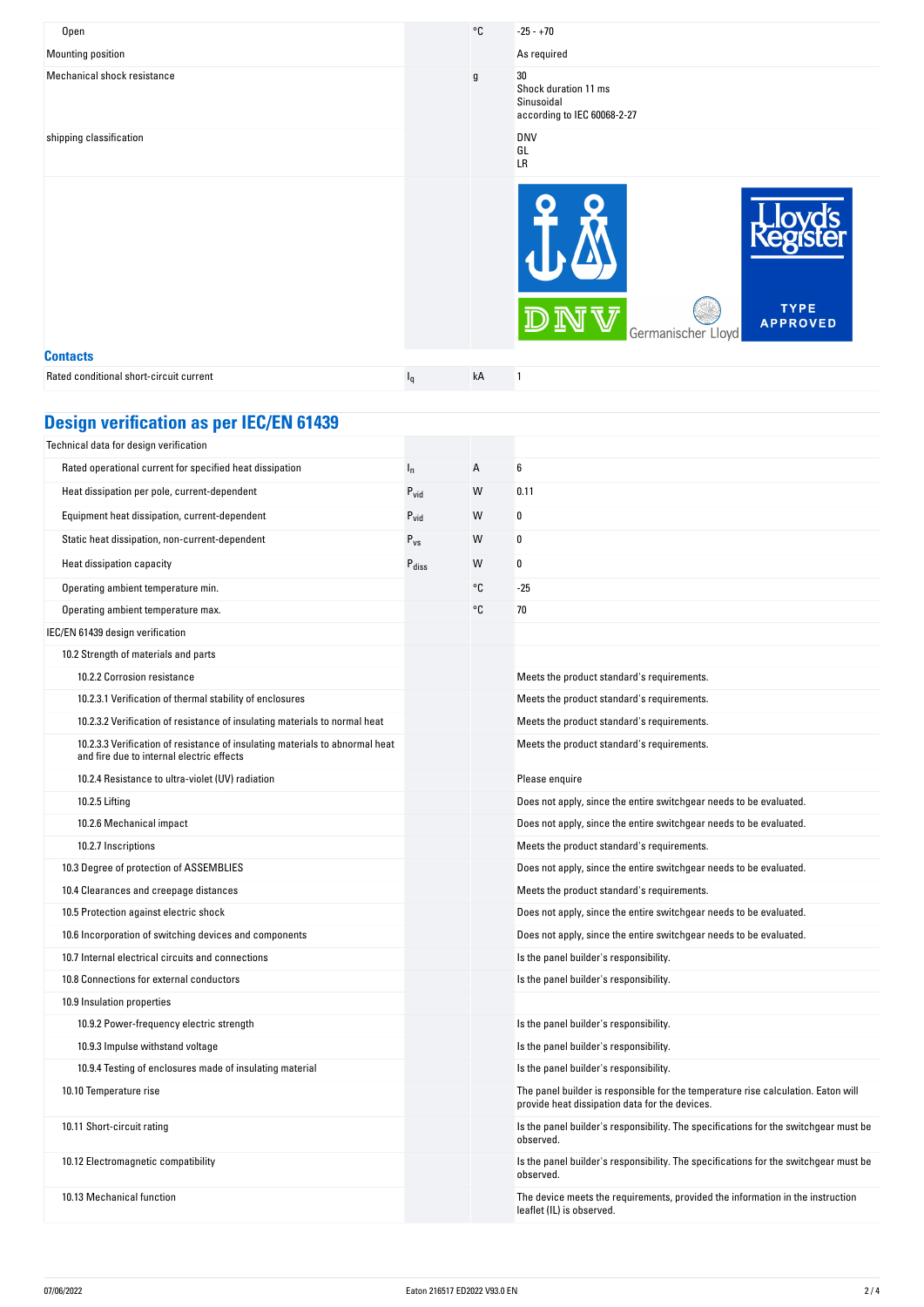| | | | |
|---|---|---|---|
| Open | | °C | -25 - +70 |
| Mounting position | | | As required |
| Mechanical shock resistance | | g | 30<br>Shock duration 11 ms<br>Sinusoidal<br>according to IEC 60068-2-27 |
| shipping classification | | | DNV<br>GL<br>LR |

## Contacts

| | | | |
|---|---|---|---|
| Rated conditional short-circuit current | $I_q$ | kA | 1 |

## Design verification as per IEC/EN 61439

| | | | |
|---|---|---|---|
| Technical data for design verification | | | |
| Rated operational current for specified heat dissipation | $I_n$ | A | 6 |
| Heat dissipation per pole, current-dependent | $P_{vid}$ | W | 0.11 |
| Equipment heat dissipation, current-dependent | $P_{vid}$ | W | 0 |
| Static heat dissipation, non-current-dependent | $P_{vs}$ | W | 0 |
| Heat dissipation capacity | $P_{diss}$ | W | 0 |
| Operating ambient temperature min. | | °C | -25 |
| Operating ambient temperature max. | | °C | 70 |
| IEC/EN 61439 design verification | | | |
| 10.2 Strength of materials and parts | | | |
| 10.2.2 Corrosion resistance | | | Meets the product standard's requirements. |
| 10.2.3.1 Verification of thermal stability of enclosures | | | Meets the product standard's requirements. |
| 10.2.3.2 Verification of resistance of insulating materials to normal heat | | | Meets the product standard's requirements. |
| 10.2.3.3 Verification of resistance of insulating materials to abnormal heat and fire due to internal electric effects | | | Meets the product standard's requirements. |
| 10.2.4 Resistance to ultra-violet (UV) radiation | | | Please enquire |
| 10.2.5 Lifting | | | Does not apply, since the entire switchgear needs to be evaluated. |
| 10.2.6 Mechanical impact | | | Does not apply, since the entire switchgear needs to be evaluated. |
| 10.2.7 Inscriptions | | | Meets the product standard's requirements. |
| 10.3 Degree of protection of ASSEMBLIES | | | Does not apply, since the entire switchgear needs to be evaluated. |
| 10.4 Clearances and creepage distances | | | Meets the product standard's requirements. |
| 10.5 Protection against electric shock | | | Does not apply, since the entire switchgear needs to be evaluated. |
| 10.6 Incorporation of switching devices and components | | | Does not apply, since the entire switchgear needs to be evaluated. |
| 10.7 Internal electrical circuits and connections | | | Is the panel builder's responsibility. |
| 10.8 Connections for external conductors | | | Is the panel builder's responsibility. |
| 10.9 Insulation properties | | | |
| 10.9.2 Power-frequency electric strength | | | Is the panel builder's responsibility. |
| 10.9.3 Impulse withstand voltage | | | Is the panel builder's responsibility. |
| 10.9.4 Testing of enclosures made of insulating material | | | Is the panel builder's responsibility. |
| 10.10 Temperature rise | | | The panel builder is responsible for the temperature rise calculation. Eaton will provide heat dissipation data for the devices. |
| 10.11 Short-circuit rating | | | Is the panel builder's responsibility. The specifications for the switchgear must be observed. |
| 10.12 Electromagnetic compatibility | | | Is the panel builder's responsibility. The specifications for the switchgear must be observed. |
| 10.13 Mechanical function | | | The device meets the requirements, provided the information in the instruction leaflet (IL) is observed. |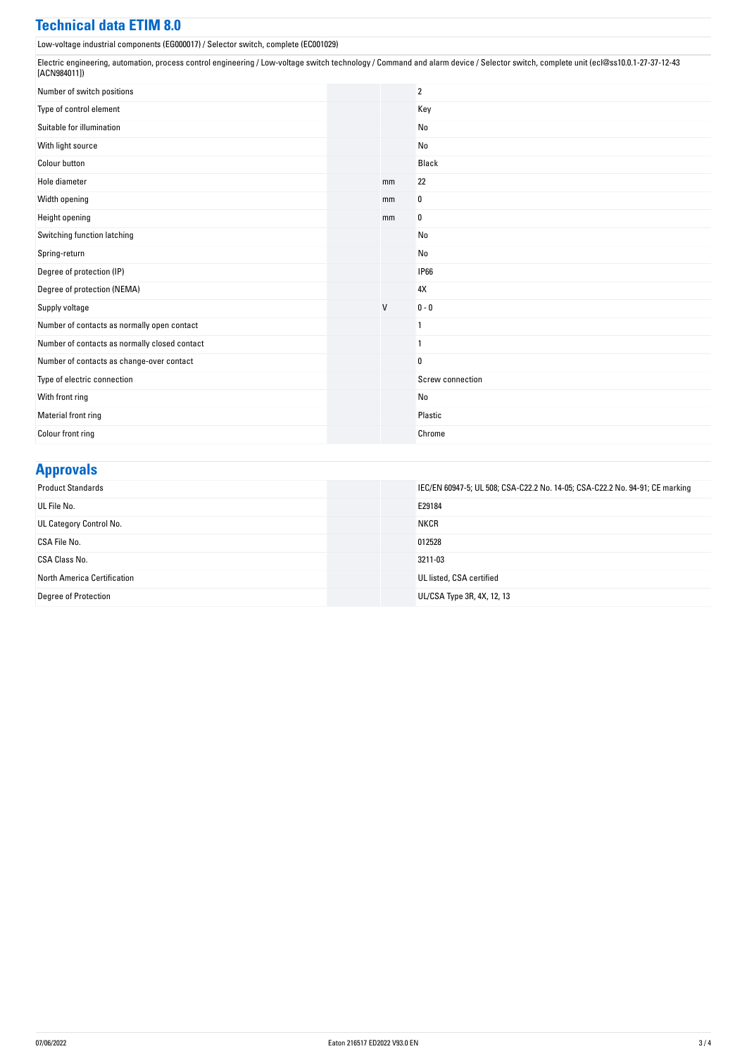## Technical data ETIM 8.0

Low-voltage industrial components (EG000017) / Selector switch, complete (EC001029)

Electric engineering, automation, process control engineering / Low-voltage switch technology / Command and alarm device / Selector switch, complete unit (ecl@ss10.0.1-27-37-12-43 [ACN984011])

| | | |
|---|---|---|
| Number of switch positions | | 2 |
| Type of control element | | Key |
| Suitable for illumination | | No |
| With light source | | No |
| Colour button | | Black |
| Hole diameter | mm | 22 |
| Width opening | mm | 0 |
| Height opening | mm | 0 |
| Switching function latching | | No |
| Spring-return | | No |
| Degree of protection (IP) | | IP66 |
| Degree of protection (NEMA) | | 4X |
| Supply voltage | V | 0 - 0 |
| Number of contacts as normally open contact | | 1 |
| Number of contacts as normally closed contact | | 1 |
| Number of contacts as change-over contact | | 0 |
| Type of electric connection | | Screw connection |
| With front ring | | No |
| Material front ring | | Plastic |
| Colour front ring | | Chrome |

## Approvals

| | | |
|---|---|---|
| Product Standards | | IEC/EN 60947-5; UL 508; CSA-C22.2 No. 14-05; CSA-C22.2 No. 94-91; CE marking |
| UL File No. | | E29184 |
| UL Category Control No. | | NKCR |
| CSA File No. | | 012528 |
| CSA Class No. | | 3211-03 |
| North America Certification | | UL listed, CSA certified |
| Degree of Protection | | UL/CSA Type 3R, 4X, 12, 13 |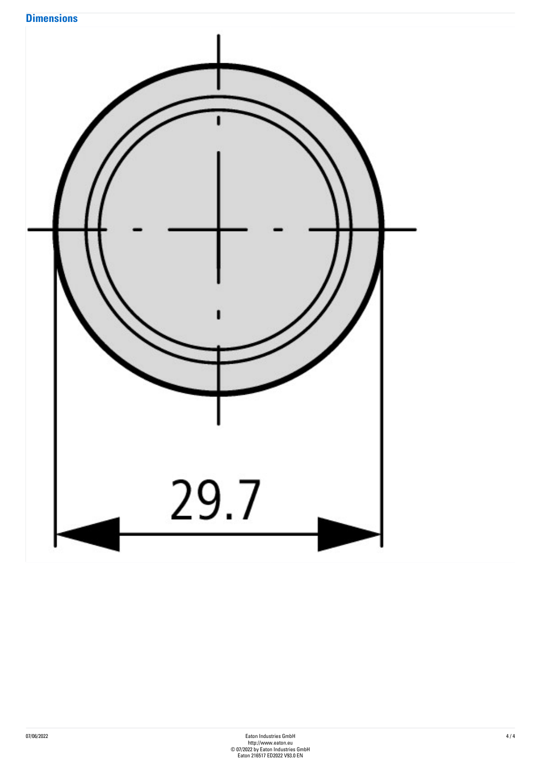## Dimensions

29.7